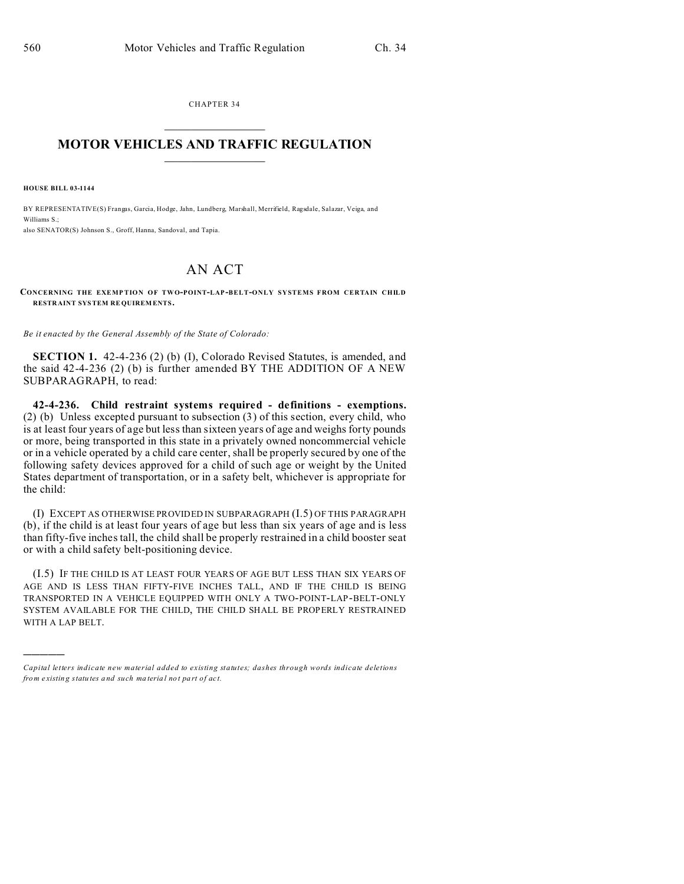CHAPTER 34

# MOTOR VEHICLES AND TRAFFIC REGULATION

**HOUSE BILL 03-1144**

BY REPRESENTATIVE(S) Frangas, Garcia, Hodge, Jahn, Lundberg, Marshall, Merrifield, Ragsdale, Salazar, Veiga, and Williams S.;
also SENATOR(S) Johnson S., Groff, Hanna, Sandoval, and Tapia.

# AN ACT

**CONCERNING THE EXEMPTION OF TWO-POINT-LAP-BELT-ONLY SYSTEMS FROM CERTAIN CHILD RESTRAINT SYSTEM REQUIREMENTS.**

*Be it enacted by the General Assembly of the State of Colorado:*

**SECTION 1.** 42-4-236 (2) (b) (I), Colorado Revised Statutes, is amended, and the said 42-4-236 (2) (b) is further amended BY THE ADDITION OF A NEW SUBPARAGRAPH, to read:

**42-4-236. Child restraint systems required - definitions - exemptions.** (2) (b) Unless excepted pursuant to subsection (3) of this section, every child, who is at least four years of age but less than sixteen years of age and weighs forty pounds or more, being transported in this state in a privately owned noncommercial vehicle or in a vehicle operated by a child care center, shall be properly secured by one of the following safety devices approved for a child of such age or weight by the United States department of transportation, or in a safety belt, whichever is appropriate for the child:

(I) EXCEPT AS OTHERWISE PROVIDED IN SUBPARAGRAPH (I.5) OF THIS PARAGRAPH (b), if the child is at least four years of age but less than six years of age and is less than fifty-five inches tall, the child shall be properly restrained in a child booster seat or with a child safety belt-positioning device.

(I.5) IF THE CHILD IS AT LEAST FOUR YEARS OF AGE BUT LESS THAN SIX YEARS OF AGE AND IS LESS THAN FIFTY-FIVE INCHES TALL, AND IF THE CHILD IS BEING TRANSPORTED IN A VEHICLE EQUIPPED WITH ONLY A TWO-POINT-LAP-BELT-ONLY SYSTEM AVAILABLE FOR THE CHILD, THE CHILD SHALL BE PROPERLY RESTRAINED WITH A LAP BELT.

---

*Capital letters indicate new material added to existing statutes; dashes through words indicate deletions from existing statutes and such material not part of act.*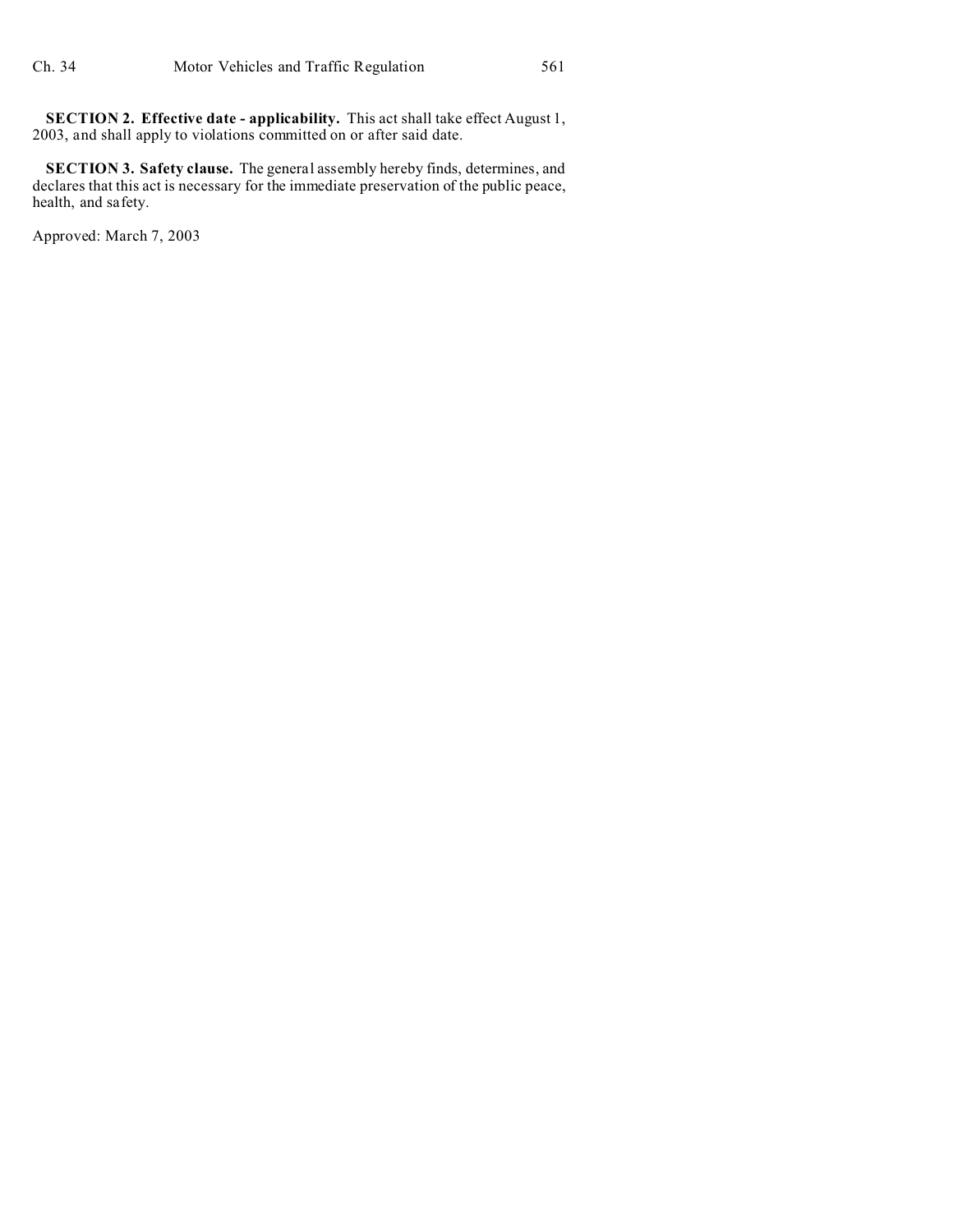**SECTION 2. Effective date - applicability.** This act shall take effect August 1, 2003, and shall apply to violations committed on or after said date.

**SECTION 3. Safety clause.** The general assembly hereby finds, determines, and declares that this act is necessary for the immediate preservation of the public peace, health, and safety.

Approved: March 7, 2003